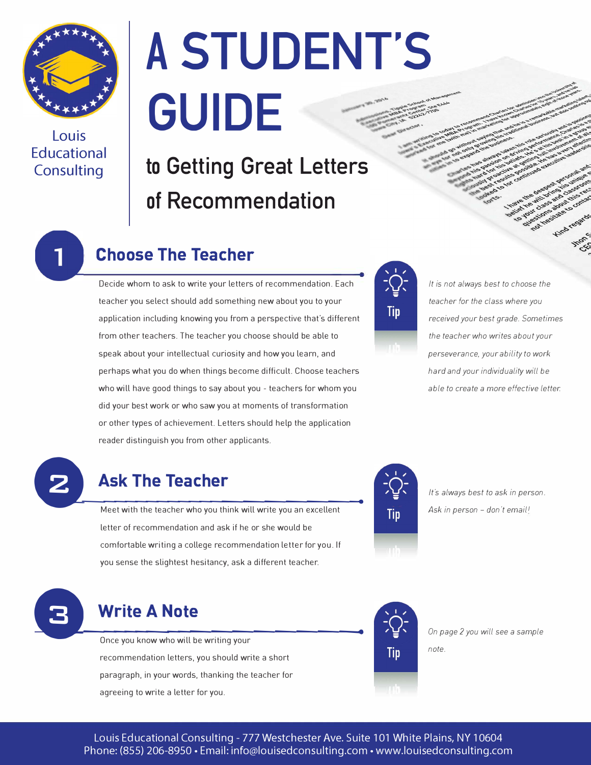Louis Educational Consulting

# A STUDENT'S GUIDE

## to Getting Great Letters of Recommendation

## 1 Choose The Teacher

Decide whom to ask to write your letters of recommendation. Each teacher you select should add something new about you to your application including knowing you from a perspective that's different from other teachers. The teacher you choose should be able to speak about your intellectual curiosity and how you learn, and perhaps what you do when things become difficult. Choose teachers who will have good things to say about you - teachers for whom you did your best work or who saw you at moments of transformation or other types of achievement. Letters should help the application reader distinguish you from other applicants.

**Tip**

*It is not always best to choose the teacher for the class where you received your best grade. Sometimes the teacher who writes about your perseverance, your ability to work hard and your individuality will be able to create a more effective letter.*

## 2 Ask The Teacher

Meet with the teacher who you think will write you an excellent letter of recommendation and ask if he or she would be comfortable writing a college recommendation letter for you. If you sense the slightest hesitancy, ask a different teacher.

**Tip**

*It's always best to ask in person. Ask in person – don't email!*

## 3 Write A Note

Once you know who will be writing your recommendation letters, you should write a short paragraph, in your words, thanking the teacher for agreeing to write a letter for you.

**Tip**

*On page 2 you will see a sample note.*

Louis Educational Consulting - 777 Westchester Ave. Suite 101 White Plains, NY 10604
Phone: (855) 206-8950 • Email: info@louisedconsulting.com • www.louisedconsulting.com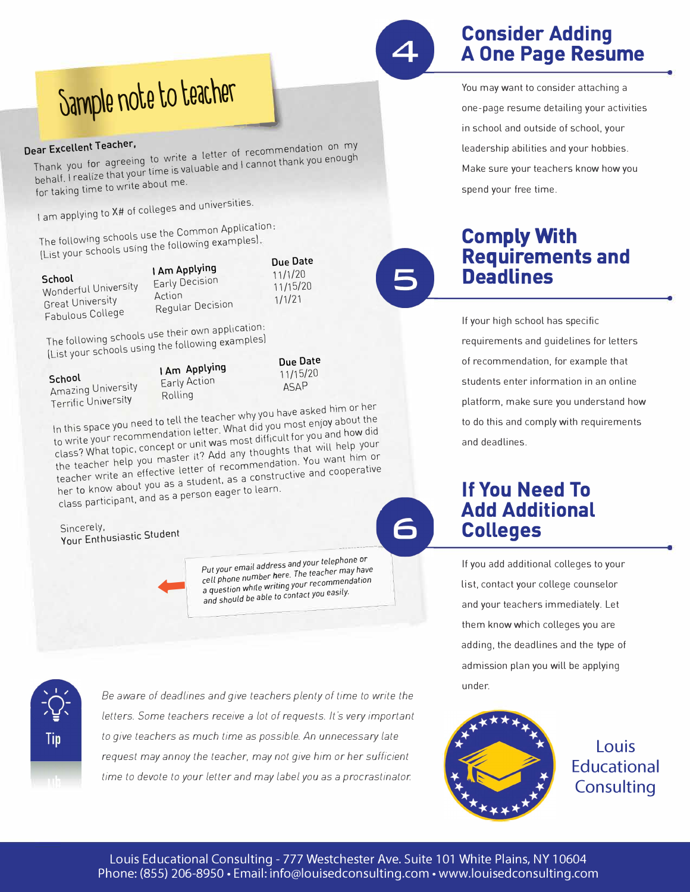## Sample note to teacher

**Dear Excellent Teacher,**

Thank you for agreeing to write a letter of recommendation on my behalf. I realize that your time is valuable and I cannot thank you enough for taking time to write about me.

I am applying to X# of colleges and universities.

The following schools use the Common Application: (List your schools using the following examples).

| School | I Am Applying | Due Date |
|---|---|---|
| Wonderful University | Early Decision | 11/1/20 |
| Great University | Action | 11/15/20 |
| Fabulous College | Regular Decision | 1/1/21 |

The following schools use their own application: (List your schools using the following examples)

| School | I Am Applying | Due Date |
|---|---|---|
| Amazing University | Early Action | 11/15/20 |
| Terrific University | Rolling | ASAP |

In this space you need to tell the teacher why you have asked him or her to write your recommendation letter. What did you most enjoy about the class? What topic, concept or unit was most difficult for you and how did the teacher help you master it? Add any thoughts that will help your teacher write an effective letter of recommendation. You want him or her to know about you as a student, as a constructive and cooperative class participant, and as a person eager to learn.

Sincerely,
**Your Enthusiastic Student**

*Put your email address and your telephone or cell phone number here. The teacher may have a question while writing your recommendation and should be able to contact you easily.*

**Tip**

*Be aware of deadlines and give teachers plenty of time to write the letters. Some teachers receive a lot of requests. It's very important to give teachers as much time as possible. An unnecessary late request may annoy the teacher, may not give him or her sufficient time to devote to your letter and may label you as a procrastinator.*

## 4 Consider Adding A One Page Resume

You may want to consider attaching a one-page resume detailing your activities in school and outside of school, your leadership abilities and your hobbies. Make sure your teachers know how you spend your free time.

## 5 Comply With Requirements and Deadlines

If your high school has specific requirements and guidelines for letters of recommendation, for example that students enter information in an online platform, make sure you understand how to do this and comply with requirements and deadlines.

## 6 If You Need To Add Additional Colleges

If you add additional colleges to your list, contact your college counselor and your teachers immediately. Let them know which colleges you are adding, the deadlines and the type of admission plan you will be applying under.

Louis Educational Consulting

Louis Educational Consulting - 777 Westchester Ave. Suite 101 White Plains, NY 10604
Phone: (855) 206-8950 • Email: info@louisedconsulting.com • www.louisedconsulting.com